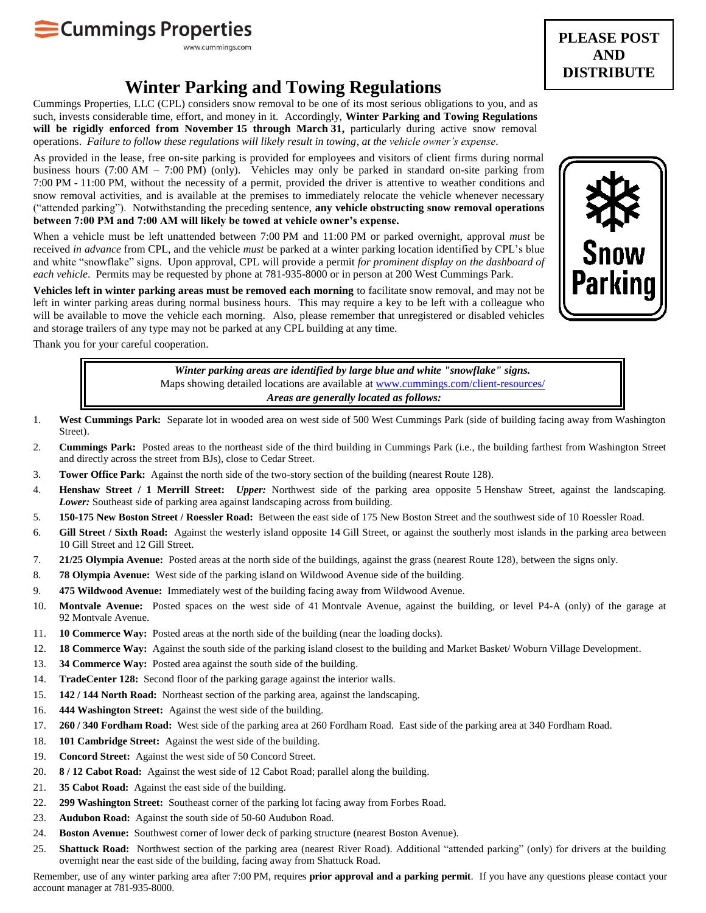Cummings Properties

www.cummings.com

**PLEASE POST AND DISTRIBUTE**

# Winter Parking and Towing Regulations

Cummings Properties, LLC (CPL) considers snow removal to be one of its most serious obligations to you, and as such, invests considerable time, effort, and money in it. Accordingly, **Winter Parking and Towing Regulations will be rigidly enforced from November 15 through March 31,** particularly during active snow removal operations. *Failure to follow these regulations will likely result in towing, at the vehicle owner's expense.*

As provided in the lease, free on-site parking is provided for employees and visitors of client firms during normal business hours (7:00 AM – 7:00 PM) (only). Vehicles may only be parked in standard on-site parking from 7:00 PM - 11:00 PM, without the necessity of a permit, provided the driver is attentive to weather conditions and snow removal activities, and is available at the premises to immediately relocate the vehicle whenever necessary ("attended parking"). Notwithstanding the preceding sentence, **any vehicle obstructing snow removal operations between 7:00 PM and 7:00 AM will likely be towed at vehicle owner's expense.**

When a vehicle must be left unattended between 7:00 PM and 11:00 PM or parked overnight, approval *must* be received *in advance* from CPL, and the vehicle *must* be parked at a winter parking location identified by CPL's blue and white "snowflake" signs. Upon approval, CPL will provide a permit *for prominent display on the dashboard of each vehicle*. Permits may be requested by phone at 781-935-8000 or in person at 200 West Cummings Park.

**Vehicles left in winter parking areas must be removed each morning** to facilitate snow removal, and may not be left in winter parking areas during normal business hours. This may require a key to be left with a colleague who will be available to move the vehicle each morning. Also, please remember that unregistered or disabled vehicles and storage trailers of any type may not be parked at any CPL building at any time.

Snow Parking

Thank you for your careful cooperation.

> ***Winter parking areas are identified by large blue and white "snowflake" signs.***
> Maps showing detailed locations are available at www.cummings.com/client-resources/
> ***Areas are generally located as follows:***

1. **West Cummings Park:** Separate lot in wooded area on west side of 500 West Cummings Park (side of building facing away from Washington Street).
2. **Cummings Park:** Posted areas to the northeast side of the third building in Cummings Park (i.e., the building farthest from Washington Street and directly across the street from BJs), close to Cedar Street.
3. **Tower Office Park:** Against the north side of the two-story section of the building (nearest Route 128).
4. **Henshaw Street / 1 Merrill Street:** ***Upper:*** Northwest side of the parking area opposite 5 Henshaw Street, against the landscaping. ***Lower:*** Southeast side of parking area against landscaping across from building.
5. **150-175 New Boston Street / Roessler Road:** Between the east side of 175 New Boston Street and the southwest side of 10 Roessler Road.
6. **Gill Street / Sixth Road:** Against the westerly island opposite 14 Gill Street, or against the southerly most islands in the parking area between 10 Gill Street and 12 Gill Street.
7. **21/25 Olympia Avenue:** Posted areas at the north side of the buildings, against the grass (nearest Route 128), between the signs only.
8. **78 Olympia Avenue:** West side of the parking island on Wildwood Avenue side of the building.
9. **475 Wildwood Avenue:** Immediately west of the building facing away from Wildwood Avenue.
10. **Montvale Avenue:** Posted spaces on the west side of 41 Montvale Avenue, against the building, or level P4-A (only) of the garage at 92 Montvale Avenue.
11. **10 Commerce Way:** Posted areas at the north side of the building (near the loading docks).
12. **18 Commerce Way:** Against the south side of the parking island closest to the building and Market Basket/ Woburn Village Development.
13. **34 Commerce Way:** Posted area against the south side of the building.
14. **TradeCenter 128:** Second floor of the parking garage against the interior walls.
15. **142 / 144 North Road:** Northeast section of the parking area, against the landscaping.
16. **444 Washington Street:** Against the west side of the building.
17. **260 / 340 Fordham Road:** West side of the parking area at 260 Fordham Road. East side of the parking area at 340 Fordham Road.
18. **101 Cambridge Street:** Against the west side of the building.
19. **Concord Street:** Against the west side of 50 Concord Street.
20. **8 / 12 Cabot Road:** Against the west side of 12 Cabot Road; parallel along the building.
21. **35 Cabot Road:** Against the east side of the building.
22. **299 Washington Street:** Southeast corner of the parking lot facing away from Forbes Road.
23. **Audubon Road:** Against the south side of 50-60 Audubon Road.
24. **Boston Avenue:** Southwest corner of lower deck of parking structure (nearest Boston Avenue).
25. **Shattuck Road:** Northwest section of the parking area (nearest River Road). Additional "attended parking" (only) for drivers at the building overnight near the east side of the building, facing away from Shattuck Road.

Remember, use of any winter parking area after 7:00 PM, requires **prior approval and a parking permit**. If you have any questions please contact your account manager at 781-935-8000.